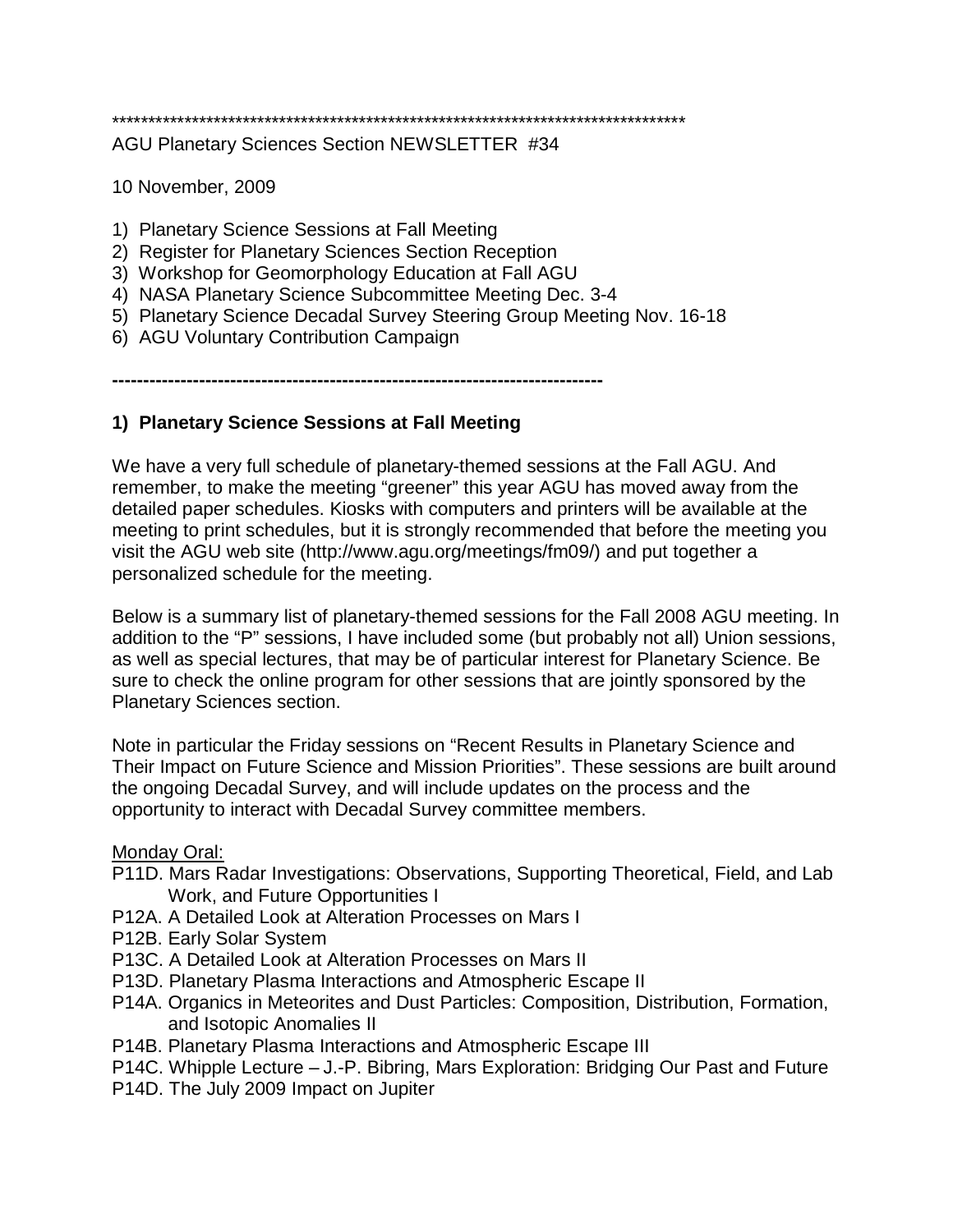********************************************************************************

AGU Planetary Sciences Section NEWSLETTER #34

10 November, 2009

1) Planetary Science Sessions at Fall Meeting
2) Register for Planetary Sciences Section Reception
3) Workshop for Geomorphology Education at Fall AGU
4) NASA Planetary Science Subcommittee Meeting Dec. 3-4
5) Planetary Science Decadal Survey Steering Group Meeting Nov. 16-18
6) AGU Voluntary Contribution Campaign

---

## 1) Planetary Science Sessions at Fall Meeting

We have a very full schedule of planetary-themed sessions at the Fall AGU. And remember, to make the meeting "greener" this year AGU has moved away from the detailed paper schedules. Kiosks with computers and printers will be available at the meeting to print schedules, but it is strongly recommended that before the meeting you visit the AGU web site (http://www.agu.org/meetings/fm09/) and put together a personalized schedule for the meeting.

Below is a summary list of planetary-themed sessions for the Fall 2008 AGU meeting. In addition to the "P" sessions, I have included some (but probably not all) Union sessions, as well as special lectures, that may be of particular interest for Planetary Science. Be sure to check the online program for other sessions that are jointly sponsored by the Planetary Sciences section.

Note in particular the Friday sessions on "Recent Results in Planetary Science and Their Impact on Future Science and Mission Priorities". These sessions are built around the ongoing Decadal Survey, and will include updates on the process and the opportunity to interact with Decadal Survey committee members.

Monday Oral:

- P11D. Mars Radar Investigations: Observations, Supporting Theoretical, Field, and Lab Work, and Future Opportunities I
- P12A. A Detailed Look at Alteration Processes on Mars I
- P12B. Early Solar System
- P13C. A Detailed Look at Alteration Processes on Mars II
- P13D. Planetary Plasma Interactions and Atmospheric Escape II
- P14A. Organics in Meteorites and Dust Particles: Composition, Distribution, Formation, and Isotopic Anomalies II
- P14B. Planetary Plasma Interactions and Atmospheric Escape III
- P14C. Whipple Lecture – J.-P. Bibring, Mars Exploration: Bridging Our Past and Future
- P14D. The July 2009 Impact on Jupiter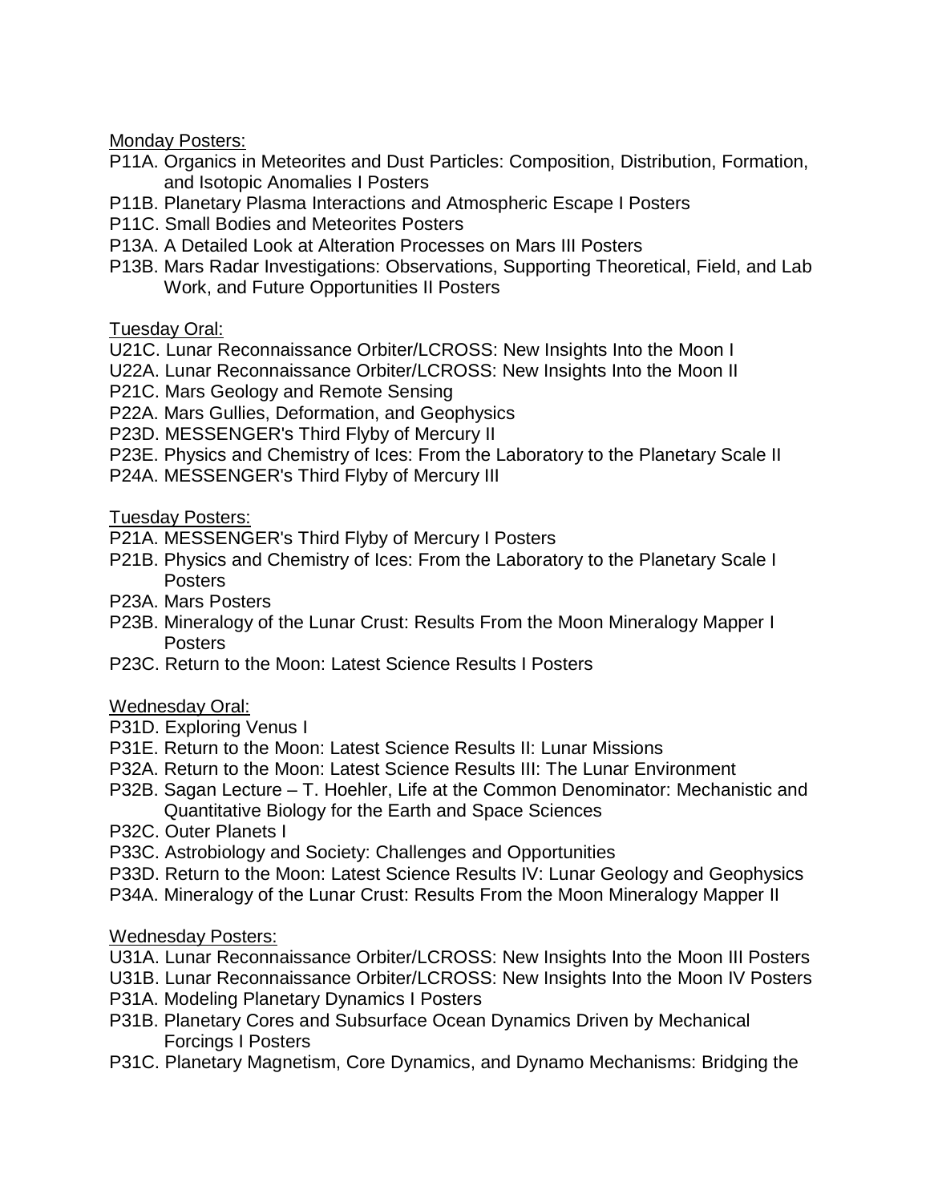Monday Posters:

- P11A. Organics in Meteorites and Dust Particles: Composition, Distribution, Formation, and Isotopic Anomalies I Posters
- P11B. Planetary Plasma Interactions and Atmospheric Escape I Posters
- P11C. Small Bodies and Meteorites Posters
- P13A. A Detailed Look at Alteration Processes on Mars III Posters
- P13B. Mars Radar Investigations: Observations, Supporting Theoretical, Field, and Lab Work, and Future Opportunities II Posters

Tuesday Oral:

- U21C. Lunar Reconnaissance Orbiter/LCROSS: New Insights Into the Moon I
- U22A. Lunar Reconnaissance Orbiter/LCROSS: New Insights Into the Moon II
- P21C. Mars Geology and Remote Sensing
- P22A. Mars Gullies, Deformation, and Geophysics
- P23D. MESSENGER's Third Flyby of Mercury II
- P23E. Physics and Chemistry of Ices: From the Laboratory to the Planetary Scale II
- P24A. MESSENGER's Third Flyby of Mercury III

Tuesday Posters:

- P21A. MESSENGER's Third Flyby of Mercury I Posters
- P21B. Physics and Chemistry of Ices: From the Laboratory to the Planetary Scale I Posters
- P23A. Mars Posters
- P23B. Mineralogy of the Lunar Crust: Results From the Moon Mineralogy Mapper I Posters
- P23C. Return to the Moon: Latest Science Results I Posters

Wednesday Oral:

- P31D. Exploring Venus I
- P31E. Return to the Moon: Latest Science Results II: Lunar Missions
- P32A. Return to the Moon: Latest Science Results III: The Lunar Environment
- P32B. Sagan Lecture – T. Hoehler, Life at the Common Denominator: Mechanistic and Quantitative Biology for the Earth and Space Sciences
- P32C. Outer Planets I
- P33C. Astrobiology and Society: Challenges and Opportunities
- P33D. Return to the Moon: Latest Science Results IV: Lunar Geology and Geophysics
- P34A. Mineralogy of the Lunar Crust: Results From the Moon Mineralogy Mapper II

Wednesday Posters:

- U31A. Lunar Reconnaissance Orbiter/LCROSS: New Insights Into the Moon III Posters
- U31B. Lunar Reconnaissance Orbiter/LCROSS: New Insights Into the Moon IV Posters
- P31A. Modeling Planetary Dynamics I Posters
- P31B. Planetary Cores and Subsurface Ocean Dynamics Driven by Mechanical Forcings I Posters
- P31C. Planetary Magnetism, Core Dynamics, and Dynamo Mechanisms: Bridging the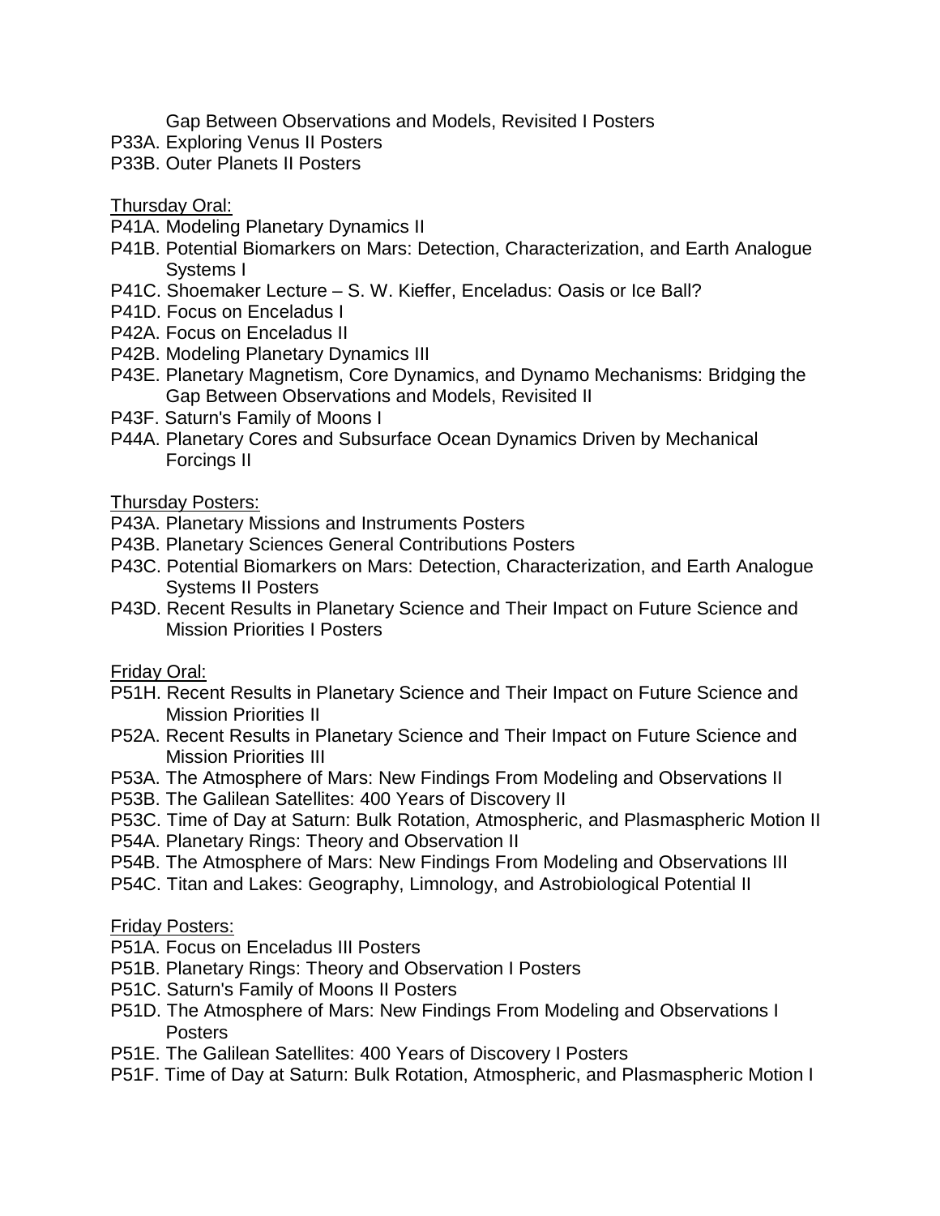Gap Between Observations and Models, Revisited I Posters

P33A. Exploring Venus II Posters
P33B. Outer Planets II Posters

Thursday Oral:

P41A. Modeling Planetary Dynamics II
P41B. Potential Biomarkers on Mars: Detection, Characterization, and Earth Analogue Systems I
P41C. Shoemaker Lecture – S. W. Kieffer, Enceladus: Oasis or Ice Ball?
P41D. Focus on Enceladus I
P42A. Focus on Enceladus II
P42B. Modeling Planetary Dynamics III
P43E. Planetary Magnetism, Core Dynamics, and Dynamo Mechanisms: Bridging the Gap Between Observations and Models, Revisited II
P43F. Saturn's Family of Moons I
P44A. Planetary Cores and Subsurface Ocean Dynamics Driven by Mechanical Forcings II

Thursday Posters:

P43A. Planetary Missions and Instruments Posters
P43B. Planetary Sciences General Contributions Posters
P43C. Potential Biomarkers on Mars: Detection, Characterization, and Earth Analogue Systems II Posters
P43D. Recent Results in Planetary Science and Their Impact on Future Science and Mission Priorities I Posters

Friday Oral:

P51H. Recent Results in Planetary Science and Their Impact on Future Science and Mission Priorities II
P52A. Recent Results in Planetary Science and Their Impact on Future Science and Mission Priorities III
P53A. The Atmosphere of Mars: New Findings From Modeling and Observations II
P53B. The Galilean Satellites: 400 Years of Discovery II
P53C. Time of Day at Saturn: Bulk Rotation, Atmospheric, and Plasmaspheric Motion II
P54A. Planetary Rings: Theory and Observation II
P54B. The Atmosphere of Mars: New Findings From Modeling and Observations III
P54C. Titan and Lakes: Geography, Limnology, and Astrobiological Potential II

Friday Posters:

P51A. Focus on Enceladus III Posters
P51B. Planetary Rings: Theory and Observation I Posters
P51C. Saturn's Family of Moons II Posters
P51D. The Atmosphere of Mars: New Findings From Modeling and Observations I Posters
P51E. The Galilean Satellites: 400 Years of Discovery I Posters
P51F. Time of Day at Saturn: Bulk Rotation, Atmospheric, and Plasmaspheric Motion I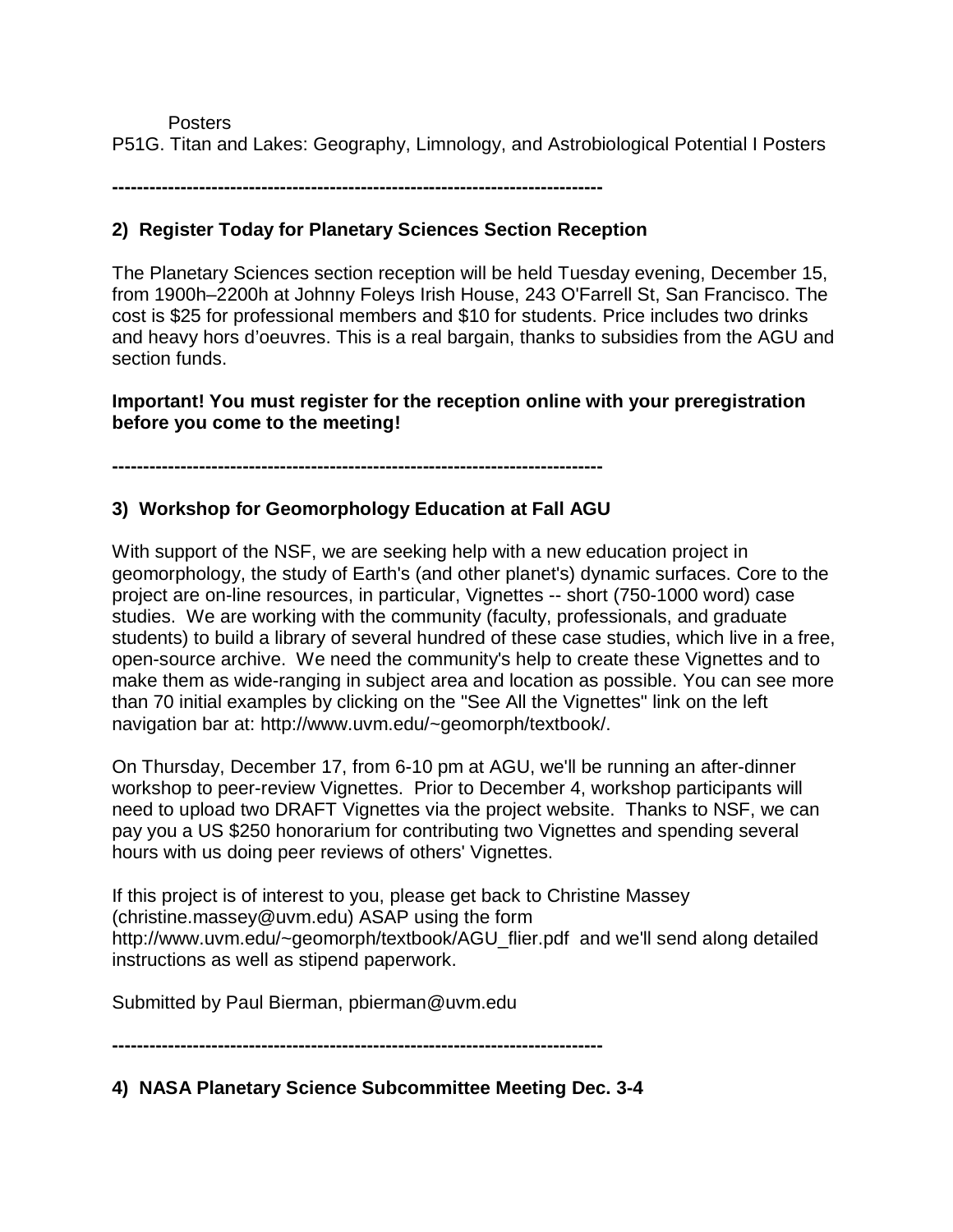Posters

P51G. Titan and Lakes: Geography, Limnology, and Astrobiological Potential I Posters

--------------------------------------------------------------------------------

**2) Register Today for Planetary Sciences Section Reception**

The Planetary Sciences section reception will be held Tuesday evening, December 15, from 1900h–2200h at Johnny Foleys Irish House, 243 O'Farrell St, San Francisco. The cost is $25 for professional members and $10 for students. Price includes two drinks and heavy hors d'oeuvres. This is a real bargain, thanks to subsidies from the AGU and section funds.

**Important! You must register for the reception online with your preregistration before you come to the meeting!**

--------------------------------------------------------------------------------

**3) Workshop for Geomorphology Education at Fall AGU**

With support of the NSF, we are seeking help with a new education project in geomorphology, the study of Earth's (and other planet's) dynamic surfaces. Core to the project are on-line resources, in particular, Vignettes -- short (750-1000 word) case studies. We are working with the community (faculty, professionals, and graduate students) to build a library of several hundred of these case studies, which live in a free, open-source archive. We need the community's help to create these Vignettes and to make them as wide-ranging in subject area and location as possible. You can see more than 70 initial examples by clicking on the "See All the Vignettes" link on the left navigation bar at: http://www.uvm.edu/~geomorph/textbook/.

On Thursday, December 17, from 6-10 pm at AGU, we'll be running an after-dinner workshop to peer-review Vignettes. Prior to December 4, workshop participants will need to upload two DRAFT Vignettes via the project website. Thanks to NSF, we can pay you a US $250 honorarium for contributing two Vignettes and spending several hours with us doing peer reviews of others' Vignettes.

If this project is of interest to you, please get back to Christine Massey (christine.massey@uvm.edu) ASAP using the form http://www.uvm.edu/~geomorph/textbook/AGU_flier.pdf and we'll send along detailed instructions as well as stipend paperwork.

Submitted by Paul Bierman, pbierman@uvm.edu

--------------------------------------------------------------------------------

**4) NASA Planetary Science Subcommittee Meeting Dec. 3-4**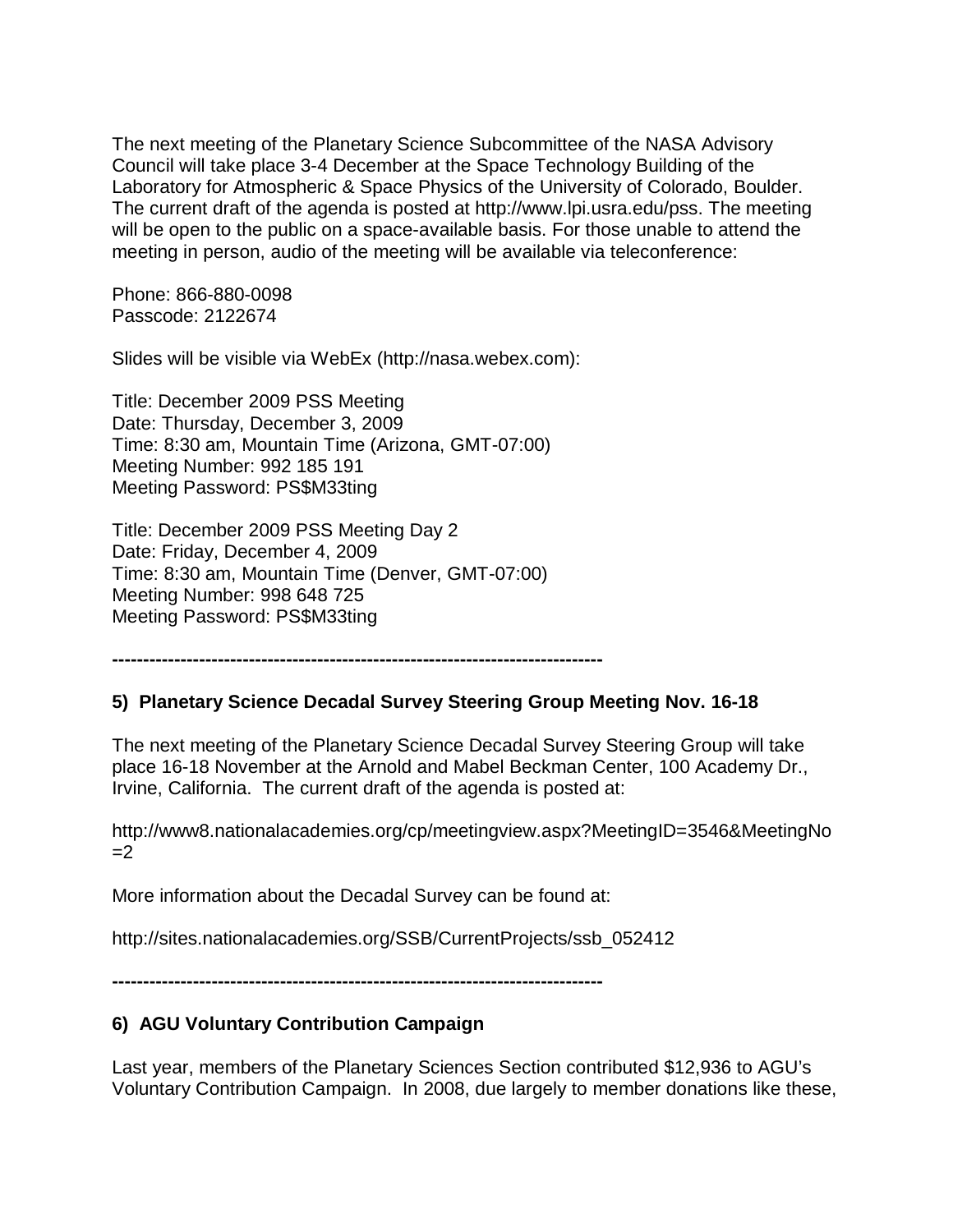The next meeting of the Planetary Science Subcommittee of the NASA Advisory Council will take place 3-4 December at the Space Technology Building of the Laboratory for Atmospheric & Space Physics of the University of Colorado, Boulder. The current draft of the agenda is posted at http://www.lpi.usra.edu/pss. The meeting will be open to the public on a space-available basis. For those unable to attend the meeting in person, audio of the meeting will be available via teleconference:

Phone: 866-880-0098
Passcode: 2122674

Slides will be visible via WebEx (http://nasa.webex.com):

Title: December 2009 PSS Meeting
Date: Thursday, December 3, 2009
Time: 8:30 am, Mountain Time (Arizona, GMT-07:00)
Meeting Number: 992 185 191
Meeting Password: PS$M33ting

Title: December 2009 PSS Meeting Day 2
Date: Friday, December 4, 2009
Time: 8:30 am, Mountain Time (Denver, GMT-07:00)
Meeting Number: 998 648 725
Meeting Password: PS$M33ting

**------------------------------------------------------------------------------**

**5) Planetary Science Decadal Survey Steering Group Meeting Nov. 16-18**

The next meeting of the Planetary Science Decadal Survey Steering Group will take place 16-18 November at the Arnold and Mabel Beckman Center, 100 Academy Dr., Irvine, California. The current draft of the agenda is posted at:

http://www8.nationalacademies.org/cp/meetingview.aspx?MeetingID=3546&MeetingNo=2

More information about the Decadal Survey can be found at:

http://sites.nationalacademies.org/SSB/CurrentProjects/ssb_052412

**------------------------------------------------------------------------------**

**6) AGU Voluntary Contribution Campaign**

Last year, members of the Planetary Sciences Section contributed $12,936 to AGU's Voluntary Contribution Campaign. In 2008, due largely to member donations like these,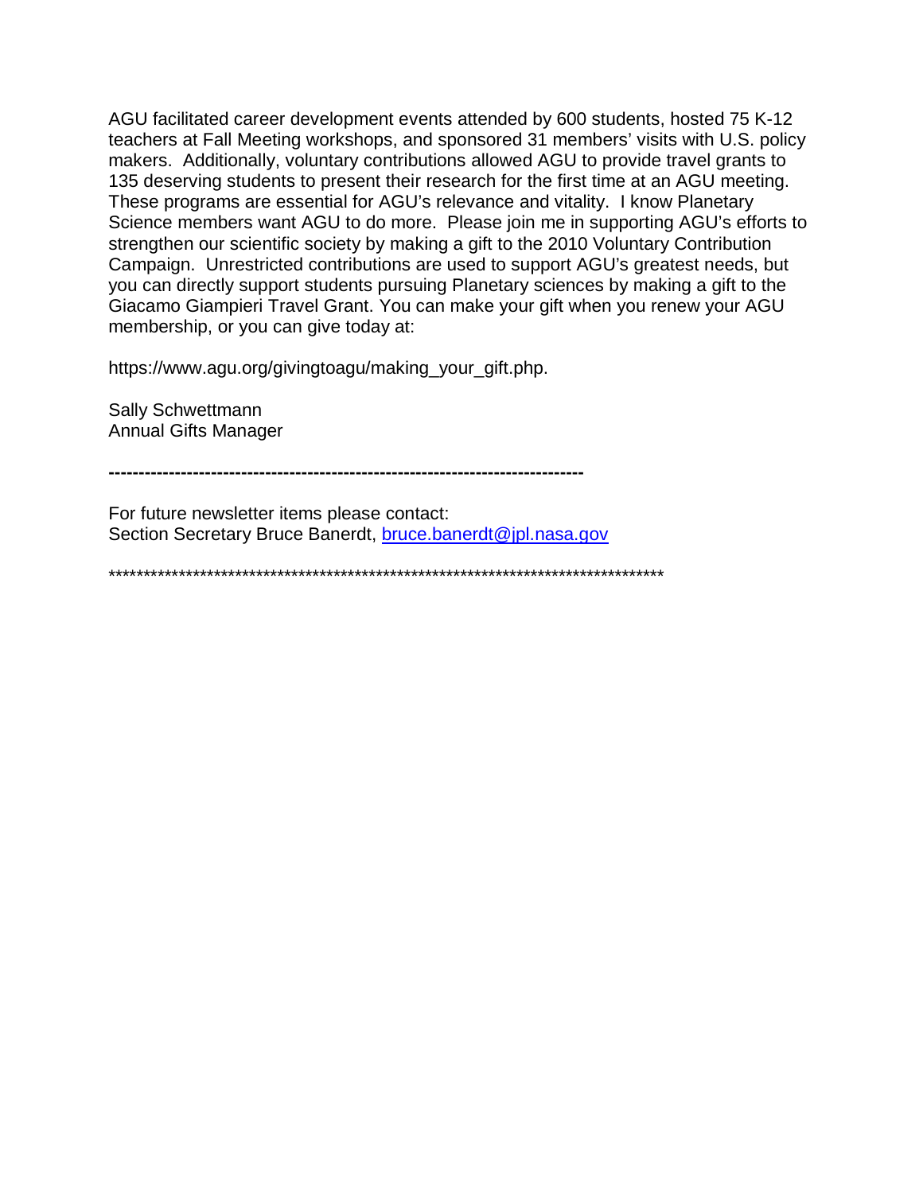AGU facilitated career development events attended by 600 students, hosted 75 K-12 teachers at Fall Meeting workshops, and sponsored 31 members' visits with U.S. policy makers. Additionally, voluntary contributions allowed AGU to provide travel grants to 135 deserving students to present their research for the first time at an AGU meeting. These programs are essential for AGU's relevance and vitality. I know Planetary Science members want AGU to do more. Please join me in supporting AGU's efforts to strengthen our scientific society by making a gift to the 2010 Voluntary Contribution Campaign. Unrestricted contributions are used to support AGU's greatest needs, but you can directly support students pursuing Planetary sciences by making a gift to the Giacamo Giampieri Travel Grant. You can make your gift when you renew your AGU membership, or you can give today at:

https://www.agu.org/givingtoagu/making_your_gift.php.

Sally Schwettmann
Annual Gifts Manager

--------------------------------------------------------------------------------

For future newsletter items please contact:
Section Secretary Bruce Banerdt, bruce.banerdt@jpl.nasa.gov

********************************************************************************